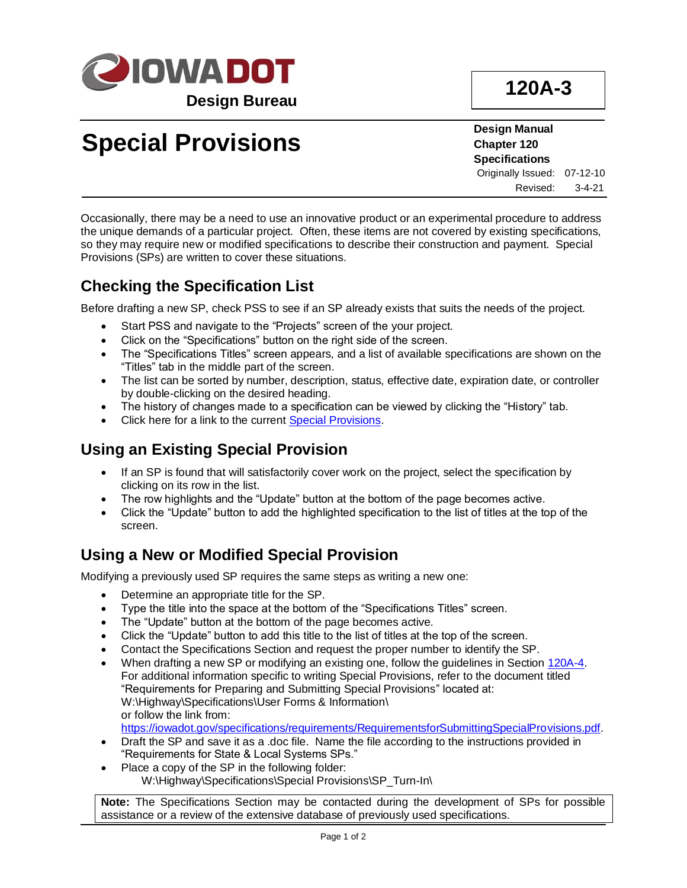**IOWA DOT**
**Design Bureau**

**120A-3**

# Special Provisions

**Design Manual**
**Chapter 120**
**Specifications**
Originally Issued: 07-12-10
Revised: 3-4-21

Occasionally, there may be a need to use an innovative product or an experimental procedure to address the unique demands of a particular project. Often, these items are not covered by existing specifications, so they may require new or modified specifications to describe their construction and payment. Special Provisions (SPs) are written to cover these situations.

## Checking the Specification List

Before drafting a new SP, check PSS to see if an SP already exists that suits the needs of the project.

- Start PSS and navigate to the "Projects" screen of the your project.
- Click on the "Specifications" button on the right side of the screen.
- The "Specifications Titles" screen appears, and a list of available specifications are shown on the "Titles" tab in the middle part of the screen.
- The list can be sorted by number, description, status, effective date, expiration date, or controller by double-clicking on the desired heading.
- The history of changes made to a specification can be viewed by clicking the "History" tab.
- Click here for a link to the current Special Provisions.

## Using an Existing Special Provision

- If an SP is found that will satisfactorily cover work on the project, select the specification by clicking on its row in the list.
- The row highlights and the "Update" button at the bottom of the page becomes active.
- Click the "Update" button to add the highlighted specification to the list of titles at the top of the screen.

## Using a New or Modified Special Provision

Modifying a previously used SP requires the same steps as writing a new one:

- Determine an appropriate title for the SP.
- Type the title into the space at the bottom of the "Specifications Titles" screen.
- The "Update" button at the bottom of the page becomes active.
- Click the "Update" button to add this title to the list of titles at the top of the screen.
- Contact the Specifications Section and request the proper number to identify the SP.
- When drafting a new SP or modifying an existing one, follow the guidelines in Section 120A-4. For additional information specific to writing Special Provisions, refer to the document titled "Requirements for Preparing and Submitting Special Provisions" located at: W:\Highway\Specifications\User Forms & Information\ or follow the link from: https://iowadot.gov/specifications/requirements/RequirementsforSubmittingSpecialProvisions.pdf.
- Draft the SP and save it as a .doc file. Name the file according to the instructions provided in "Requirements for State & Local Systems SPs."
- Place a copy of the SP in the following folder:
  W:\Highway\Specifications\Special Provisions\SP_Turn-In\

**Note:** The Specifications Section may be contacted during the development of SPs for possible assistance or a review of the extensive database of previously used specifications.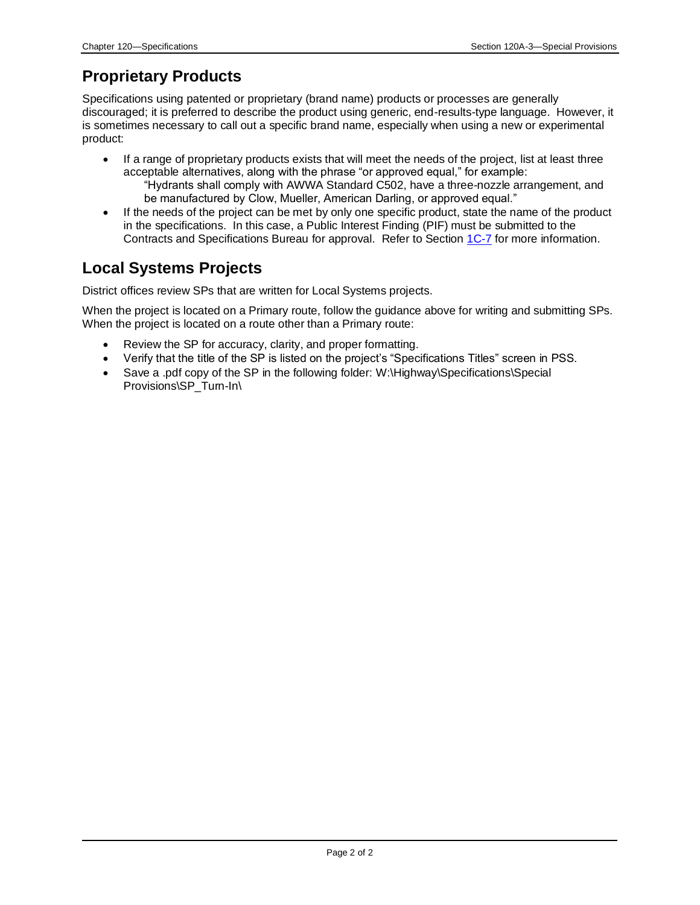## Proprietary Products

Specifications using patented or proprietary (brand name) products or processes are generally discouraged; it is preferred to describe the product using generic, end-results-type language. However, it is sometimes necessary to call out a specific brand name, especially when using a new or experimental product:

- If a range of proprietary products exists that will meet the needs of the project, list at least three acceptable alternatives, along with the phrase "or approved equal," for example:
  "Hydrants shall comply with AWWA Standard C502, have a three-nozzle arrangement, and be manufactured by Clow, Mueller, American Darling, or approved equal."
- If the needs of the project can be met by only one specific product, state the name of the product in the specifications. In this case, a Public Interest Finding (PIF) must be submitted to the Contracts and Specifications Bureau for approval. Refer to Section 1C-7 for more information.

## Local Systems Projects

District offices review SPs that are written for Local Systems projects.

When the project is located on a Primary route, follow the guidance above for writing and submitting SPs. When the project is located on a route other than a Primary route:

- Review the SP for accuracy, clarity, and proper formatting.
- Verify that the title of the SP is listed on the project's "Specifications Titles" screen in PSS.
- Save a .pdf copy of the SP in the following folder: W:\Highway\Specifications\Special Provisions\SP_Turn-In\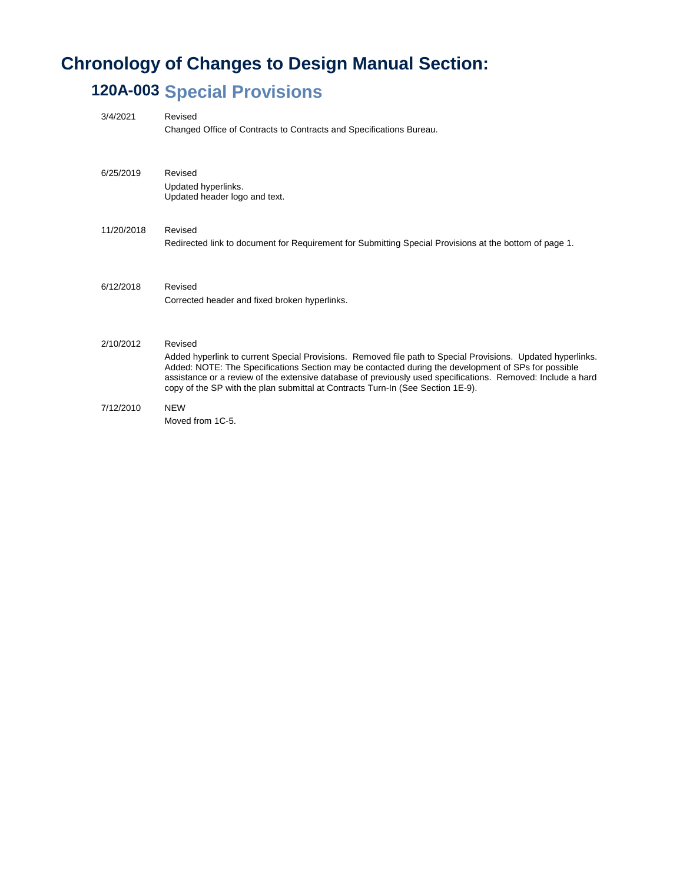# Chronology of Changes to Design Manual Section:

## 120A-003 Special Provisions

| | |
|---|---|
| 3/4/2021 | Revised<br>Changed Office of Contracts to Contracts and Specifications Bureau. |
| 6/25/2019 | Revised<br>Updated hyperlinks.<br>Updated header logo and text. |
| 11/20/2018 | Revised<br>Redirected link to document for Requirement for Submitting Special Provisions at the bottom of page 1. |
| 6/12/2018 | Revised<br>Corrected header and fixed broken hyperlinks. |
| 2/10/2012 | Revised<br>Added hyperlink to current Special Provisions. Removed file path to Special Provisions. Updated hyperlinks. Added: NOTE: The Specifications Section may be contacted during the development of SPs for possible assistance or a review of the extensive database of previously used specifications. Removed: Include a hard copy of the SP with the plan submittal at Contracts Turn-In (See Section 1E-9). |
| 7/12/2010 | NEW<br>Moved from 1C-5. |